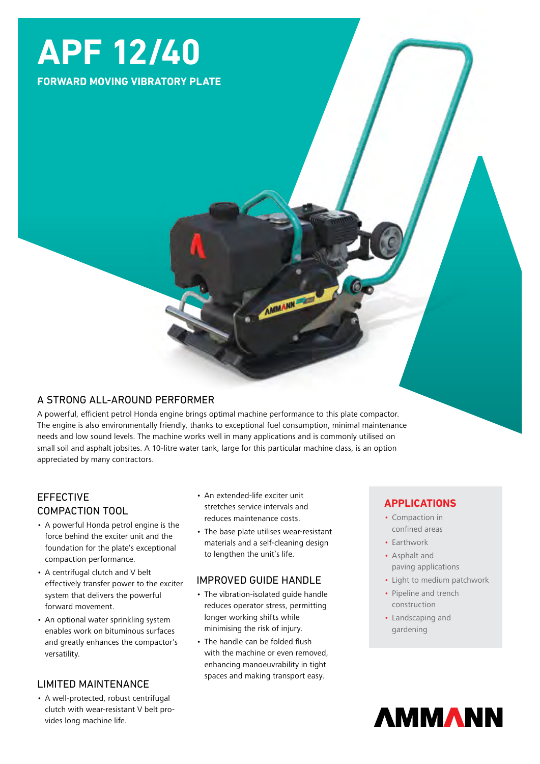# APF 12/40

**FORWARD MOVING VIBRATORY PLATE**

## A STRONG ALL-AROUND PERFORMER

A powerful, efficient petrol Honda engine brings optimal machine performance to this plate compactor. The engine is also environmentally friendly, thanks to exceptional fuel consumption, minimal maintenance needs and low sound levels. The machine works well in many applications and is commonly utilised on small soil and asphalt jobsites. A 10-litre water tank, large for this particular machine class, is an option appreciated by many contractors.

## EFFECTIVE COMPACTION TOOL

- A powerful Honda petrol engine is the force behind the exciter unit and the foundation for the plate's exceptional compaction performance.
- A centrifugal clutch and V belt effectively transfer power to the exciter system that delivers the powerful forward movement.
- An optional water sprinkling system enables work on bituminous surfaces and greatly enhances the compactor's versatility.

## LIMITED MAINTENANCE

- A well-protected, robust centrifugal clutch with wear-resistant V belt provides long machine life.
- An extended-life exciter unit stretches service intervals and reduces maintenance costs.
- The base plate utilises wear-resistant materials and a self-cleaning design to lengthen the unit's life.

## IMPROVED GUIDE HANDLE

- The vibration-isolated guide handle reduces operator stress, permitting longer working shifts while minimising the risk of injury.
- The handle can be folded flush with the machine or even removed, enhancing manoeuvrability in tight spaces and making transport easy.

## APPLICATIONS

- Compaction in confined areas
- Earthwork
- Asphalt and paving applications
- Light to medium patchwork
- Pipeline and trench construction
- Landscaping and gardening

AMMANN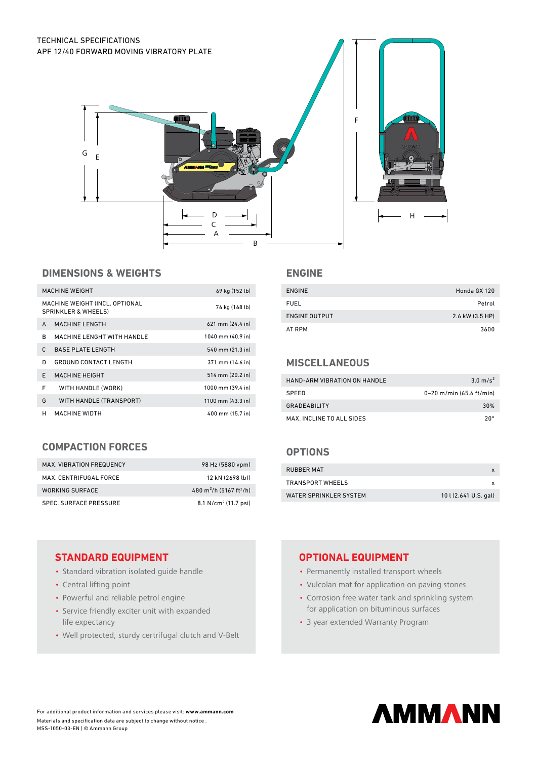TECHNICAL SPECIFICATIONS
APF 12/40 FORWARD MOVING VIBRATORY PLATE

G
E
D
C
A
B
F
H

## DIMENSIONS & WEIGHTS

| | | |
|---|---|---|
| | MACHINE WEIGHT | 69 kg (152 lb) |
| | MACHINE WEIGHT (INCL. OPTIONAL SPRINKLER & WHEELS) | 76 kg (168 lb) |
| A | MACHINE LENGTH | 621 mm (24.4 in) |
| B | MACHINE LENGHT WITH HANDLE | 1040 mm (40.9 in) |
| C | BASE PLATE LENGTH | 540 mm (21.3 in) |
| D | GROUND CONTACT LENGTH | 371 mm (14.6 in) |
| E | MACHINE HEIGHT | 514 mm (20.2 in) |
| F | WITH HANDLE (WORK) | 1000 mm (39.4 in) |
| G | WITH HANDLE (TRANSPORT) | 1100 mm (43.3 in) |
| H | MACHINE WIDTH | 400 mm (15.7 in) |

## COMPACTION FORCES

| | |
|---|---|
| MAX. VIBRATION FREQUENCY | 98 Hz (5880 vpm) |
| MAX. CENTRIFUGAL FORCE | 12 kN (2698 lbf) |
| WORKING SURFACE | 480 $m^2$/h (5167 $ft^2$/h) |
| SPEC. SURFACE PRESSURE | 8.1 N/$cm^2$ (11.7 psi) |

## ENGINE

| | |
|---|---|
| ENGINE | Honda GX 120 |
| FUEL | Petrol |
| ENGINE OUTPUT | 2.6 kW (3.5 HP) |
| AT RPM | 3600 |

## MISCELLANEOUS

| | |
|---|---|
| HAND-ARM VIBRATION ON HANDLE | 3.0 m/$s^2$ |
| SPEED | 0–20 m/min (65.6 ft/min) |
| GRADEABILITY | 30% |
| MAX. INCLINE TO ALL SIDES | 20° |

## OPTIONS

| | |
|---|---|
| RUBBER MAT | x |
| TRANSPORT WHEELS | x |
| WATER SPRINKLER SYSTEM | 10 l (2.641 U.S. gal) |

## STANDARD EQUIPMENT

- Standard vibration isolated guide handle
- Central lifting point
- Powerful and reliable petrol engine
- Service friendly exciter unit with expanded life expectancy
- Well protected, sturdy certrifugal clutch and V-Belt

## OPTIONAL EQUIPMENT

- Permanently installed transport wheels
- Vulcolan mat for application on paving stones
- Corrosion free water tank and sprinkling system for application on bituminous surfaces
- 3 year extended Warranty Program

For additional product information and services please visit: **www.ammann.com**
Materials and specification data are subject to change without notice .
MSS-1050-03-EN | © Ammann Group

AMMANN